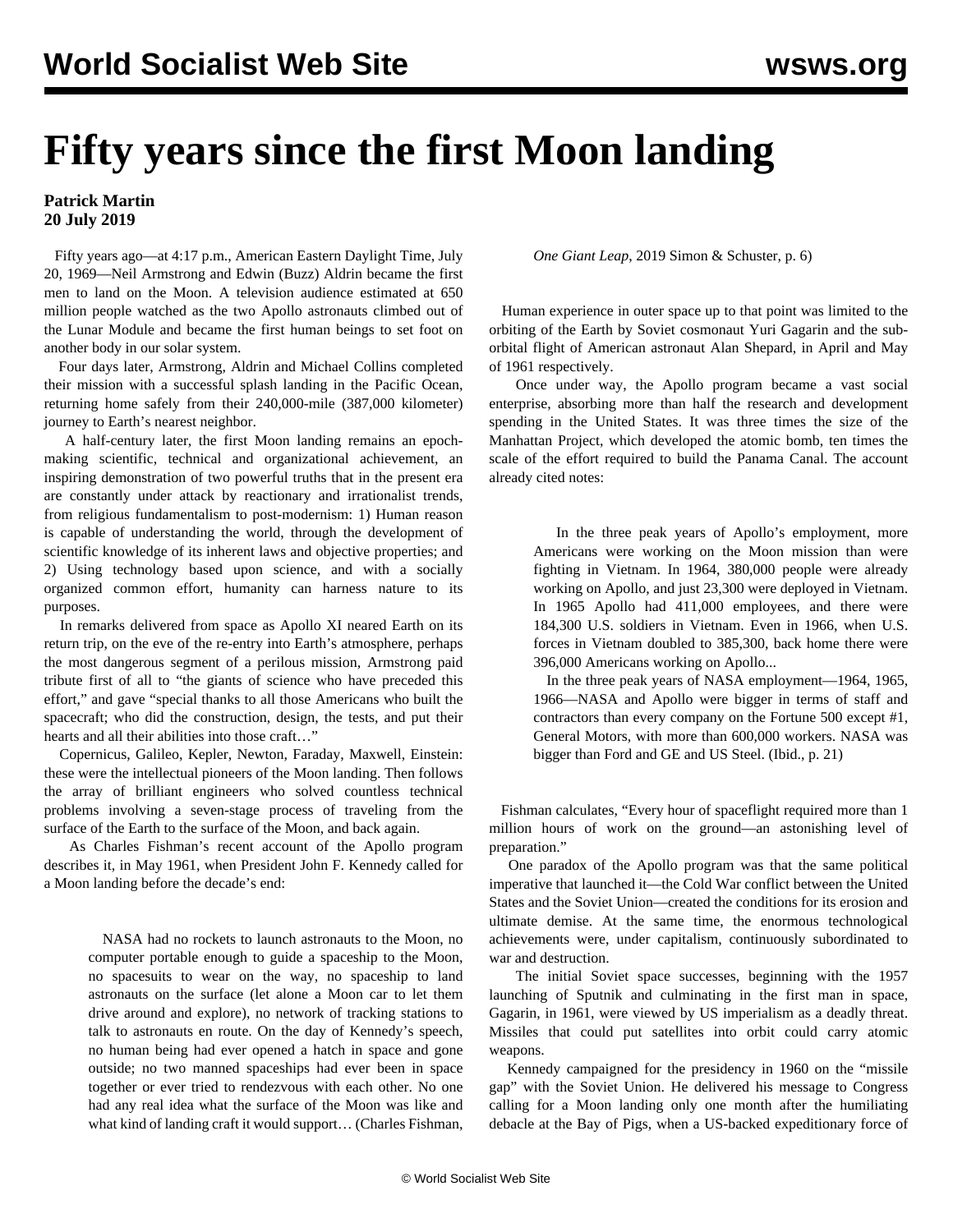# Fifty years since the first Moon landing

**Patrick Martin**
**20 July 2019**

Fifty years ago—at 4:17 p.m., American Eastern Daylight Time, July 20, 1969—Neil Armstrong and Edwin (Buzz) Aldrin became the first men to land on the Moon. A television audience estimated at 650 million people watched as the two Apollo astronauts climbed out of the Lunar Module and became the first human beings to set foot on another body in our solar system.

Four days later, Armstrong, Aldrin and Michael Collins completed their mission with a successful splash landing in the Pacific Ocean, returning home safely from their 240,000-mile (387,000 kilometer) journey to Earth's nearest neighbor.

A half-century later, the first Moon landing remains an epoch-making scientific, technical and organizational achievement, an inspiring demonstration of two powerful truths that in the present era are constantly under attack by reactionary and irrationalist trends, from religious fundamentalism to post-modernism: 1) Human reason is capable of understanding the world, through the development of scientific knowledge of its inherent laws and objective properties; and 2) Using technology based upon science, and with a socially organized common effort, humanity can harness nature to its purposes.

In remarks delivered from space as Apollo XI neared Earth on its return trip, on the eve of the re-entry into Earth's atmosphere, perhaps the most dangerous segment of a perilous mission, Armstrong paid tribute first of all to "the giants of science who have preceded this effort," and gave "special thanks to all those Americans who built the spacecraft; who did the construction, design, the tests, and put their hearts and all their abilities into those craft…"

Copernicus, Galileo, Kepler, Newton, Faraday, Maxwell, Einstein: these were the intellectual pioneers of the Moon landing. Then follows the array of brilliant engineers who solved countless technical problems involving a seven-stage process of traveling from the surface of the Earth to the surface of the Moon, and back again.

As Charles Fishman's recent account of the Apollo program describes it, in May 1961, when President John F. Kennedy called for a Moon landing before the decade's end:

> NASA had no rockets to launch astronauts to the Moon, no computer portable enough to guide a spaceship to the Moon, no spacesuits to wear on the way, no spaceship to land astronauts on the surface (let alone a Moon car to let them drive around and explore), no network of tracking stations to talk to astronauts en route. On the day of Kennedy's speech, no human being had ever opened a hatch in space and gone outside; no two manned spaceships had ever been in space together or ever tried to rendezvous with each other. No one had any real idea what the surface of the Moon was like and what kind of landing craft it would support… (Charles Fishman, *One Giant Leap*, 2019 Simon & Schuster, p. 6)

Human experience in outer space up to that point was limited to the orbiting of the Earth by Soviet cosmonaut Yuri Gagarin and the sub-orbital flight of American astronaut Alan Shepard, in April and May of 1961 respectively.

Once under way, the Apollo program became a vast social enterprise, absorbing more than half the research and development spending in the United States. It was three times the size of the Manhattan Project, which developed the atomic bomb, ten times the scale of the effort required to build the Panama Canal. The account already cited notes:

> In the three peak years of Apollo's employment, more Americans were working on the Moon mission than were fighting in Vietnam. In 1964, 380,000 people were already working on Apollo, and just 23,300 were deployed in Vietnam. In 1965 Apollo had 411,000 employees, and there were 184,300 U.S. soldiers in Vietnam. Even in 1966, when U.S. forces in Vietnam doubled to 385,300, back home there were 396,000 Americans working on Apollo...
>
> In the three peak years of NASA employment—1964, 1965, 1966—NASA and Apollo were bigger in terms of staff and contractors than every company on the Fortune 500 except #1, General Motors, with more than 600,000 workers. NASA was bigger than Ford and GE and US Steel. (Ibid., p. 21)

Fishman calculates, "Every hour of spaceflight required more than 1 million hours of work on the ground—an astonishing level of preparation."

One paradox of the Apollo program was that the same political imperative that launched it—the Cold War conflict between the United States and the Soviet Union—created the conditions for its erosion and ultimate demise. At the same time, the enormous technological achievements were, under capitalism, continuously subordinated to war and destruction.

The initial Soviet space successes, beginning with the 1957 launching of Sputnik and culminating in the first man in space, Gagarin, in 1961, were viewed by US imperialism as a deadly threat. Missiles that could put satellites into orbit could carry atomic weapons.

Kennedy campaigned for the presidency in 1960 on the "missile gap" with the Soviet Union. He delivered his message to Congress calling for a Moon landing only one month after the humiliating debacle at the Bay of Pigs, when a US-backed expeditionary force of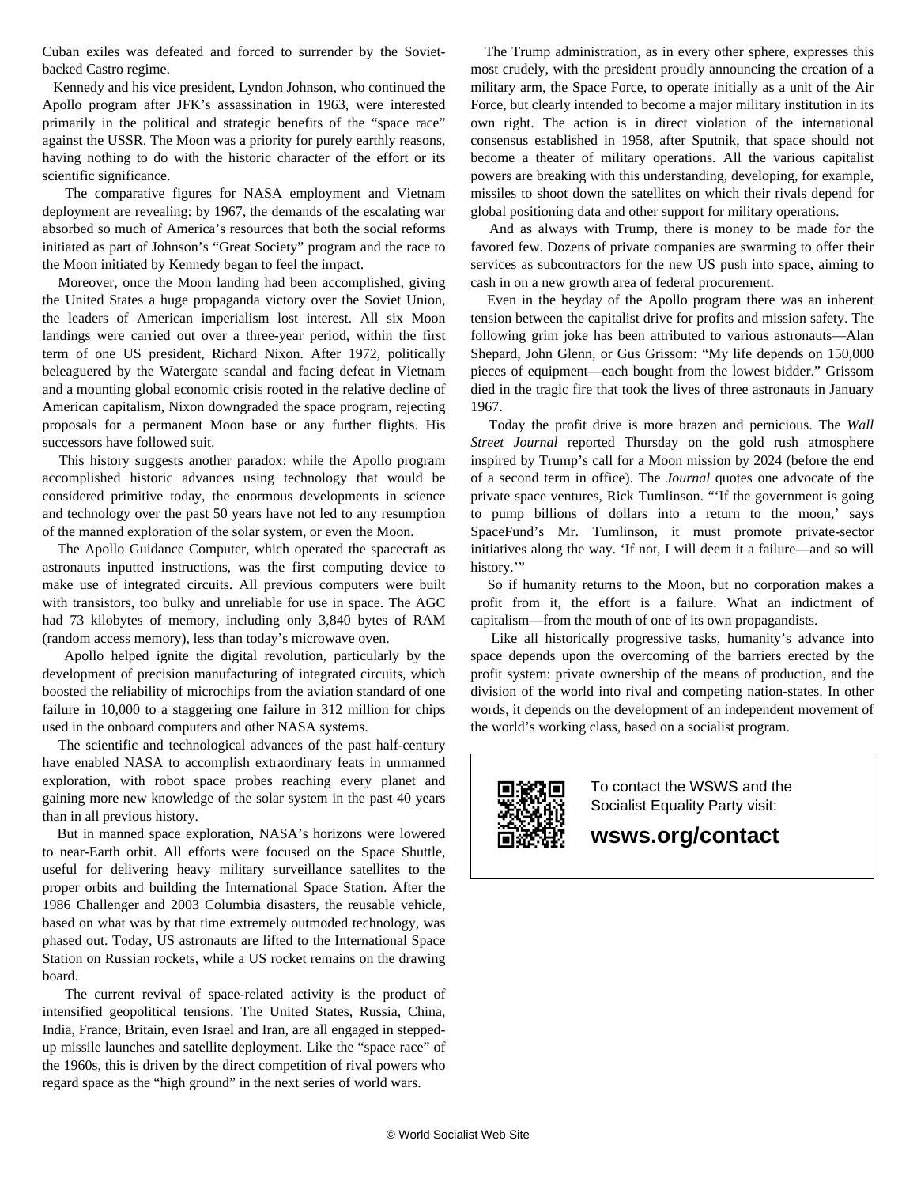Cuban exiles was defeated and forced to surrender by the Soviet-backed Castro regime.

Kennedy and his vice president, Lyndon Johnson, who continued the Apollo program after JFK's assassination in 1963, were interested primarily in the political and strategic benefits of the "space race" against the USSR. The Moon was a priority for purely earthly reasons, having nothing to do with the historic character of the effort or its scientific significance.

The comparative figures for NASA employment and Vietnam deployment are revealing: by 1967, the demands of the escalating war absorbed so much of America's resources that both the social reforms initiated as part of Johnson's "Great Society" program and the race to the Moon initiated by Kennedy began to feel the impact.

Moreover, once the Moon landing had been accomplished, giving the United States a huge propaganda victory over the Soviet Union, the leaders of American imperialism lost interest. All six Moon landings were carried out over a three-year period, within the first term of one US president, Richard Nixon. After 1972, politically beleaguered by the Watergate scandal and facing defeat in Vietnam and a mounting global economic crisis rooted in the relative decline of American capitalism, Nixon downgraded the space program, rejecting proposals for a permanent Moon base or any further flights. His successors have followed suit.

This history suggests another paradox: while the Apollo program accomplished historic advances using technology that would be considered primitive today, the enormous developments in science and technology over the past 50 years have not led to any resumption of the manned exploration of the solar system, or even the Moon.

The Apollo Guidance Computer, which operated the spacecraft as astronauts inputted instructions, was the first computing device to make use of integrated circuits. All previous computers were built with transistors, too bulky and unreliable for use in space. The AGC had 73 kilobytes of memory, including only 3,840 bytes of RAM (random access memory), less than today's microwave oven.

Apollo helped ignite the digital revolution, particularly by the development of precision manufacturing of integrated circuits, which boosted the reliability of microchips from the aviation standard of one failure in 10,000 to a staggering one failure in 312 million for chips used in the onboard computers and other NASA systems.

The scientific and technological advances of the past half-century have enabled NASA to accomplish extraordinary feats in unmanned exploration, with robot space probes reaching every planet and gaining more new knowledge of the solar system in the past 40 years than in all previous history.

But in manned space exploration, NASA's horizons were lowered to near-Earth orbit. All efforts were focused on the Space Shuttle, useful for delivering heavy military surveillance satellites to the proper orbits and building the International Space Station. After the 1986 Challenger and 2003 Columbia disasters, the reusable vehicle, based on what was by that time extremely outmoded technology, was phased out. Today, US astronauts are lifted to the International Space Station on Russian rockets, while a US rocket remains on the drawing board.

The current revival of space-related activity is the product of intensified geopolitical tensions. The United States, Russia, China, India, France, Britain, even Israel and Iran, are all engaged in stepped-up missile launches and satellite deployment. Like the "space race" of the 1960s, this is driven by the direct competition of rival powers who regard space as the "high ground" in the next series of world wars.

The Trump administration, as in every other sphere, expresses this most crudely, with the president proudly announcing the creation of a military arm, the Space Force, to operate initially as a unit of the Air Force, but clearly intended to become a major military institution in its own right. The action is in direct violation of the international consensus established in 1958, after Sputnik, that space should not become a theater of military operations. All the various capitalist powers are breaking with this understanding, developing, for example, missiles to shoot down the satellites on which their rivals depend for global positioning data and other support for military operations.

And as always with Trump, there is money to be made for the favored few. Dozens of private companies are swarming to offer their services as subcontractors for the new US push into space, aiming to cash in on a new growth area of federal procurement.

Even in the heyday of the Apollo program there was an inherent tension between the capitalist drive for profits and mission safety. The following grim joke has been attributed to various astronauts—Alan Shepard, John Glenn, or Gus Grissom: "My life depends on 150,000 pieces of equipment—each bought from the lowest bidder." Grissom died in the tragic fire that took the lives of three astronauts in January 1967.

Today the profit drive is more brazen and pernicious. The *Wall Street Journal* reported Thursday on the gold rush atmosphere inspired by Trump's call for a Moon mission by 2024 (before the end of a second term in office). The *Journal* quotes one advocate of the private space ventures, Rick Tumlinson. "'If the government is going to pump billions of dollars into a return to the moon,' says SpaceFund's Mr. Tumlinson, it must promote private-sector initiatives along the way. 'If not, I will deem it a failure—and so will history.'"

So if humanity returns to the Moon, but no corporation makes a profit from it, the effort is a failure. What an indictment of capitalism—from the mouth of one of its own propagandists.

Like all historically progressive tasks, humanity's advance into space depends upon the overcoming of the barriers erected by the profit system: private ownership of the means of production, and the division of the world into rival and competing nation-states. In other words, it depends on the development of an independent movement of the world's working class, based on a socialist program.

To contact the WSWS and the Socialist Equality Party visit:

**wsws.org/contact**